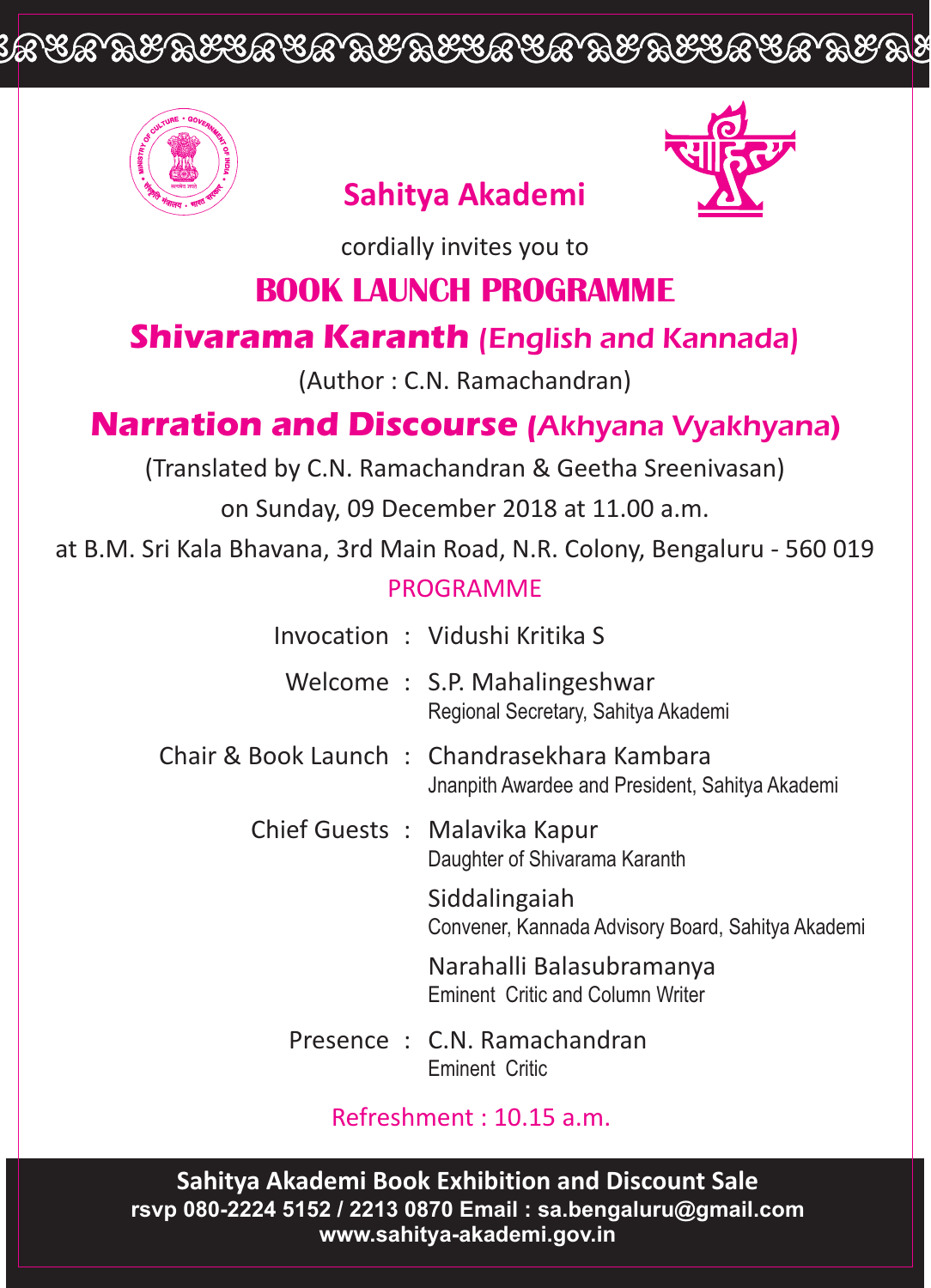# Sahitya Akademi

cordially invites you to

## BOOK LAUNCH PROGRAMME

### Shivarama Karanth (English and Kannada)

(Author : C.N. Ramachandran)

### Narration and Discourse (Akhyana Vyakhyana)

(Translated by C.N. Ramachandran & Geetha Sreenivasan)

on Sunday, 09 December 2018 at 11.00 a.m.

at B.M. Sri Kala Bhavana, 3rd Main Road, N.R. Colony, Bengaluru - 560 019

PROGRAMME

| | | |
|---|---|---|
| Invocation | : | Vidushi Kritika S |
| Welcome | : | S.P. Mahalingeshwar<br>Regional Secretary, Sahitya Akademi |
| Chair & Book Launch | : | Chandrasekhara Kambara<br>Jnanpith Awardee and President, Sahitya Akademi |
| Chief Guests | : | Malavika Kapur<br>Daughter of Shivarama Karanth |
| | | Siddalingaiah<br>Convener, Kannada Advisory Board, Sahitya Akademi |
| | | Narahalli Balasubramanya<br>Eminent Critic and Column Writer |
| Presence | : | C.N. Ramachandran<br>Eminent Critic |

Refreshment : 10.15 a.m.

**Sahitya Akademi Book Exhibition and Discount Sale**

**rsvp 080-2224 5152 / 2213 0870 Email : sa.bengaluru@gmail.com**

**www.sahitya-akademi.gov.in**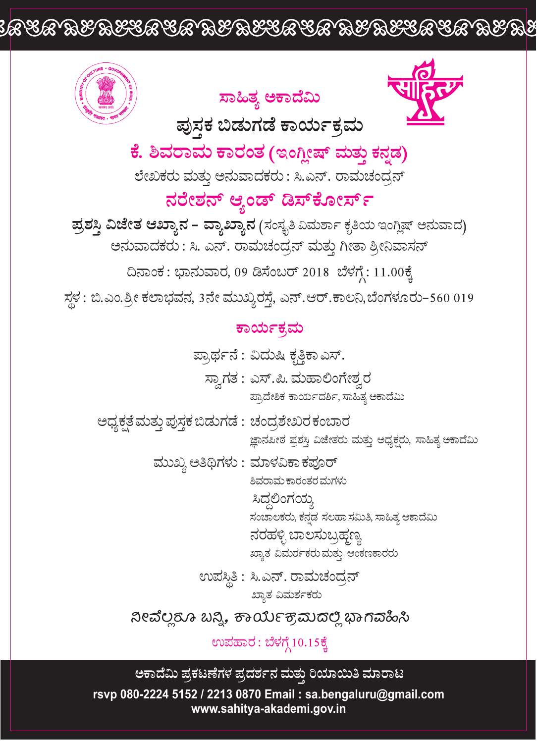# ಸಾಹಿತ್ಯ ಅಕಾದೆಮಿ

## ಪುಸ್ತಕ ಬಿಡುಗಡೆ ಕಾರ್ಯಕ್ರಮ

## ಕೆ. ಶಿವರಾಮ ಕಾರಂತ (ಇಂಗ್ಲೀಷ್ ಮತ್ತು ಕನ್ನಡ)

ಲೇಖಕರು ಮತ್ತು ಅನುವಾದಕರು : ಸಿ.ಎನ್. ರಾಮಚಂದ್ರನ್

## ನರೇಶನ್ ಆ್ಯಂಡ್ ಡಿಸ್‌ಕೋರ್ಸ್

**ಪ್ರಶಸ್ತಿ ವಿಜೇತ ಆಖ್ಯಾನ - ವ್ಯಾಖ್ಯಾನ** (ಸಂಸ್ಕೃತಿ ವಿಮರ್ಶಾ ಕೃತಿಯ ಇಂಗ್ಲಿಷ್ ಅನುವಾದ)

ಅನುವಾದಕರು : ಸಿ. ಎನ್. ರಾಮಚಂದ್ರನ್ ಮತ್ತು ಗೀತಾ ಶ್ರೀನಿವಾಸನ್

ದಿನಾಂಕ : ಭಾನುವಾರ, 09 ಡಿಸೆಂಬರ್ 2018 ಬೆಳಗ್ಗೆ : 11.00ಕ್ಕೆ

ಸ್ಥಳ : ಬಿ.ಎಂ.ಶ್ರೀ ಕಲಾಭವನ, 3ನೇ ಮುಖ್ಯರಸ್ತೆ, ಎನ್.ಆರ್.ಕಾಲನಿ, ಬೆಂಗಳೂರು-560 019

## ಕಾರ್ಯಕ್ರಮ

ಪ್ರಾರ್ಥನೆ : ವಿದುಷಿ ಕೃತ್ತಿಕಾ ಎಸ್.

ಸ್ವಾಗತ : ಎಸ್.ಪಿ. ಮಹಾಲಿಂಗೇಶ್ವರ
ಪ್ರಾದೇಶಿಕ ಕಾರ್ಯದರ್ಶಿ, ಸಾಹಿತ್ಯ ಅಕಾದೆಮಿ

ಅಧ್ಯಕ್ಷತೆ ಮತ್ತು ಪುಸ್ತಕ ಬಿಡುಗಡೆ : ಚಂದ್ರಶೇಖರ ಕಂಬಾರ
ಜ್ಞಾನಪೀಠ ಪ್ರಶಸ್ತಿ ವಿಜೇತರು ಮತ್ತು ಅಧ್ಯಕ್ಷರು, ಸಾಹಿತ್ಯ ಅಕಾದೆಮಿ

ಮುಖ್ಯ ಅತಿಥಿಗಳು : ಮಾಳವಿಕಾ ಕಪೂರ್
ಶಿವರಾಮ ಕಾರಂತರ ಮಗಳು

ಸಿದ್ದಲಿಂಗಯ್ಯ
ಸಂಚಾಲಕರು, ಕನ್ನಡ ಸಲಹಾ ಸಮಿತಿ, ಸಾಹಿತ್ಯ ಅಕಾದೆಮಿ

ನರಹಳ್ಳಿ ಬಾಲಸುಬ್ರಹ್ಮಣ್ಯ
ಖ್ಯಾತ ವಿಮರ್ಶಕರು ಮತ್ತು ಅಂಕಣಕಾರರು

ಉಪಸ್ಥಿತಿ : ಸಿ.ಎನ್. ರಾಮಚಂದ್ರನ್
ಖ್ಯಾತ ವಿಮರ್ಶಕರು

**ನೀವೆಲ್ಲರೂ ಬನ್ನಿ, ಕಾರ್ಯಕ್ರಮದಲ್ಲಿ ಭಾಗವಹಿಸಿ**

ಉಪಹಾರ : ಬೆಳಗ್ಗೆ 10.15ಕ್ಕೆ

**ಅಕಾದೆಮಿ ಪ್ರಕಟಣೆಗಳ ಪ್ರದರ್ಶನ ಮತ್ತು ರಿಯಾಯಿತಿ ಮಾರಾಟ**

**rsvp 080-2224 5152 / 2213 0870 Email : sa.bengaluru@gmail.com**
**www.sahitya-akademi.gov.in**